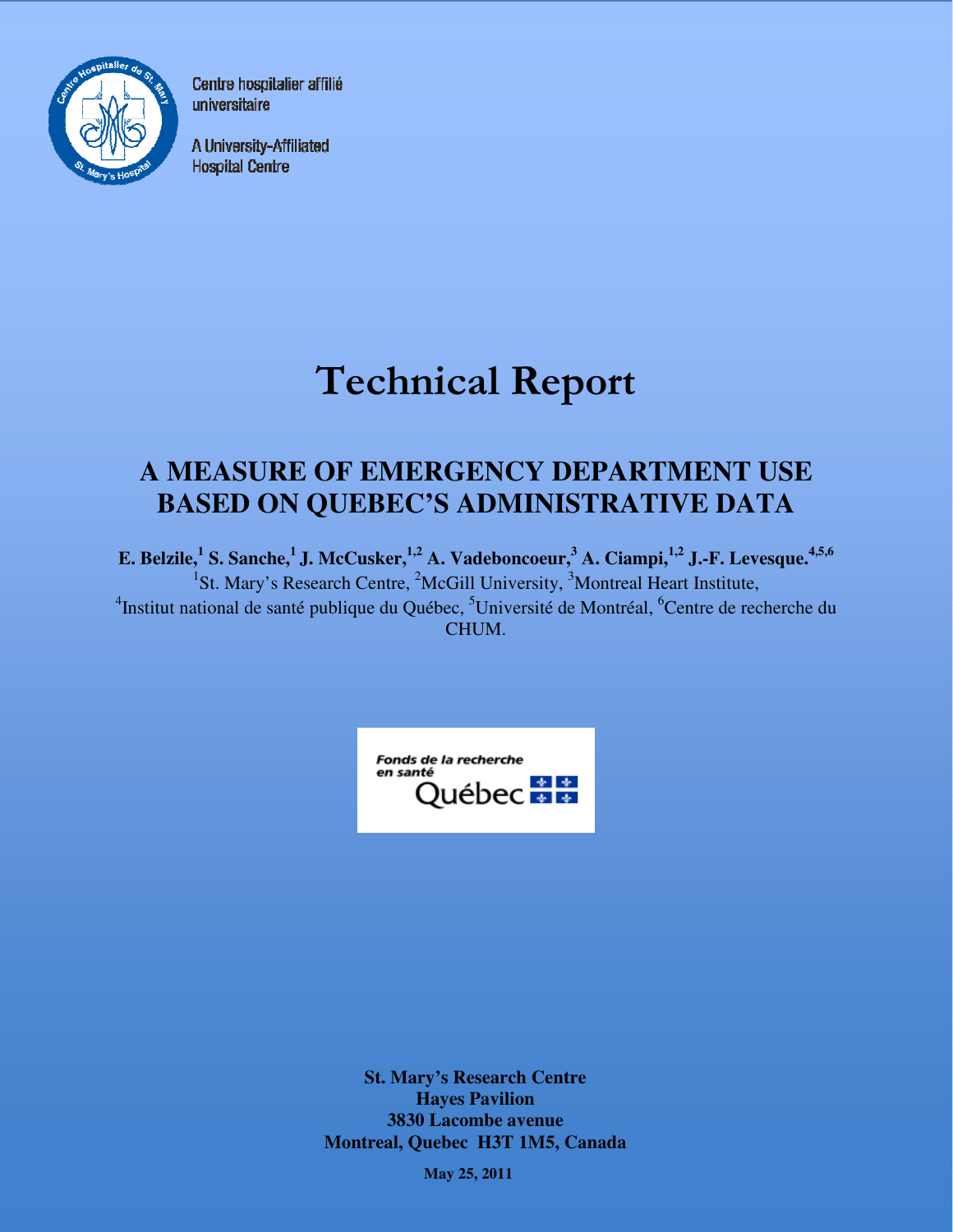Centre hospitalier affilié universitaire

A University-Affiliated Hospital Centre

# Technical Report

## A MEASURE OF EMERGENCY DEPARTMENT USE BASED ON QUEBEC'S ADMINISTRATIVE DATA

**E. Belzile,[1] S. Sanche,[1] J. McCusker,[1,2] A. Vadeboncoeur,[3] A. Ciampi,[1,2] J.-F. Levesque.[4,5,6]**

[1]St. Mary's Research Centre, [2]McGill University, [3]Montreal Heart Institute, [4]Institut national de santé publique du Québec, [5]Université de Montréal, [6]Centre de recherche du CHUM.

Fonds de la recherche en santé Québec

**St. Mary's Research Centre**
**Hayes Pavilion**
**3830 Lacombe avenue**
**Montreal, Quebec H3T 1M5, Canada**

**May 25, 2011**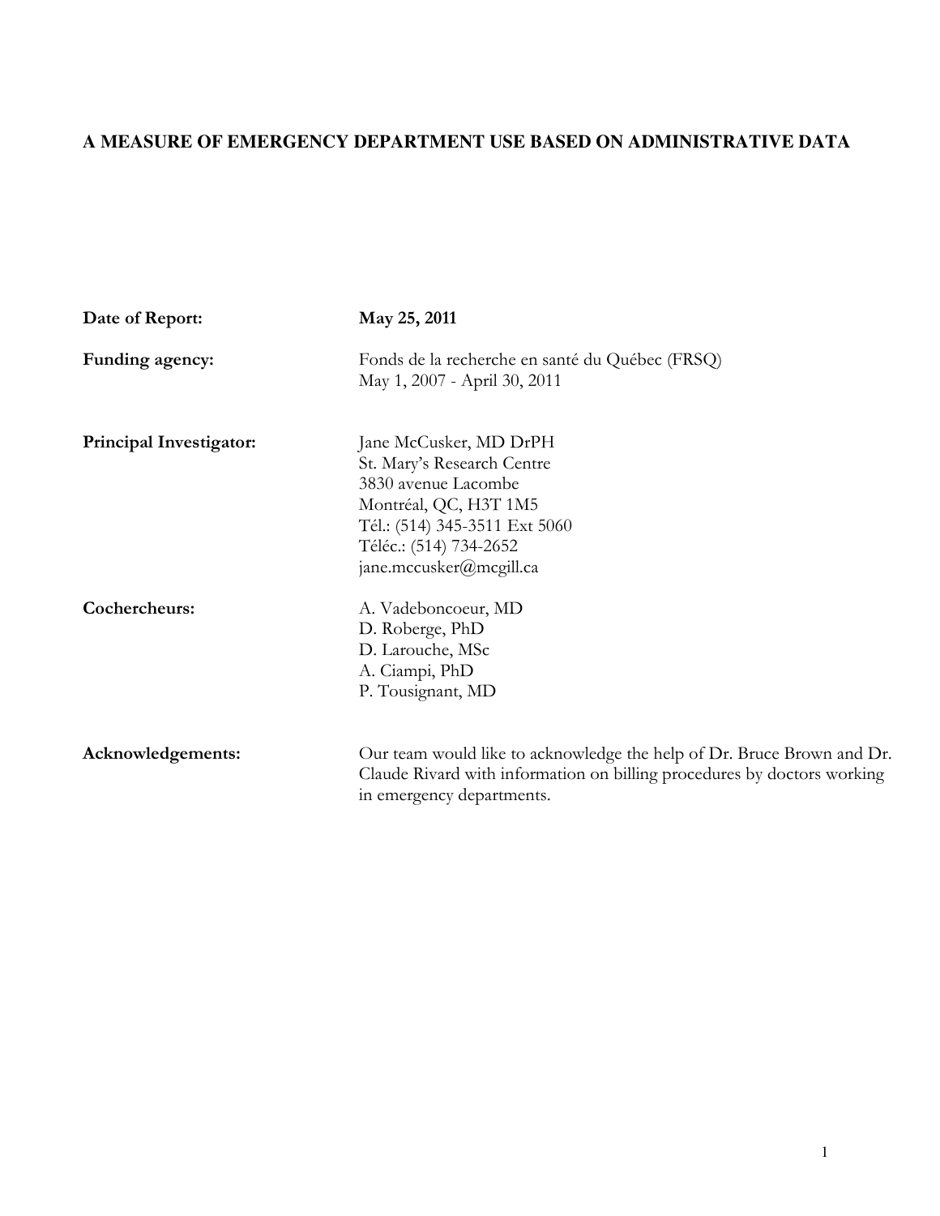**A MEASURE OF EMERGENCY DEPARTMENT USE BASED ON ADMINISTRATIVE DATA**

| | |
|---|---|
| **Date of Report:** | **May 25, 2011** |
| **Funding agency:** | Fonds de la recherche en santé du Québec (FRSQ)<br>May 1, 2007 - April 30, 2011 |
| **Principal Investigator:** | Jane McCusker, MD DrPH<br>St. Mary's Research Centre<br>3830 avenue Lacombe<br>Montréal, QC, H3T 1M5<br>Tél.: (514) 345-3511 Ext 5060<br>Téléc.: (514) 734-2652<br>jane.mccusker@mcgill.ca |
| **Cochercheurs:** | A. Vadeboncoeur, MD<br>D. Roberge, PhD<br>D. Larouche, MSc<br>A. Ciampi, PhD<br>P. Tousignant, MD |
| **Acknowledgements:** | Our team would like to acknowledge the help of Dr. Bruce Brown and Dr. Claude Rivard with information on billing procedures by doctors working in emergency departments. |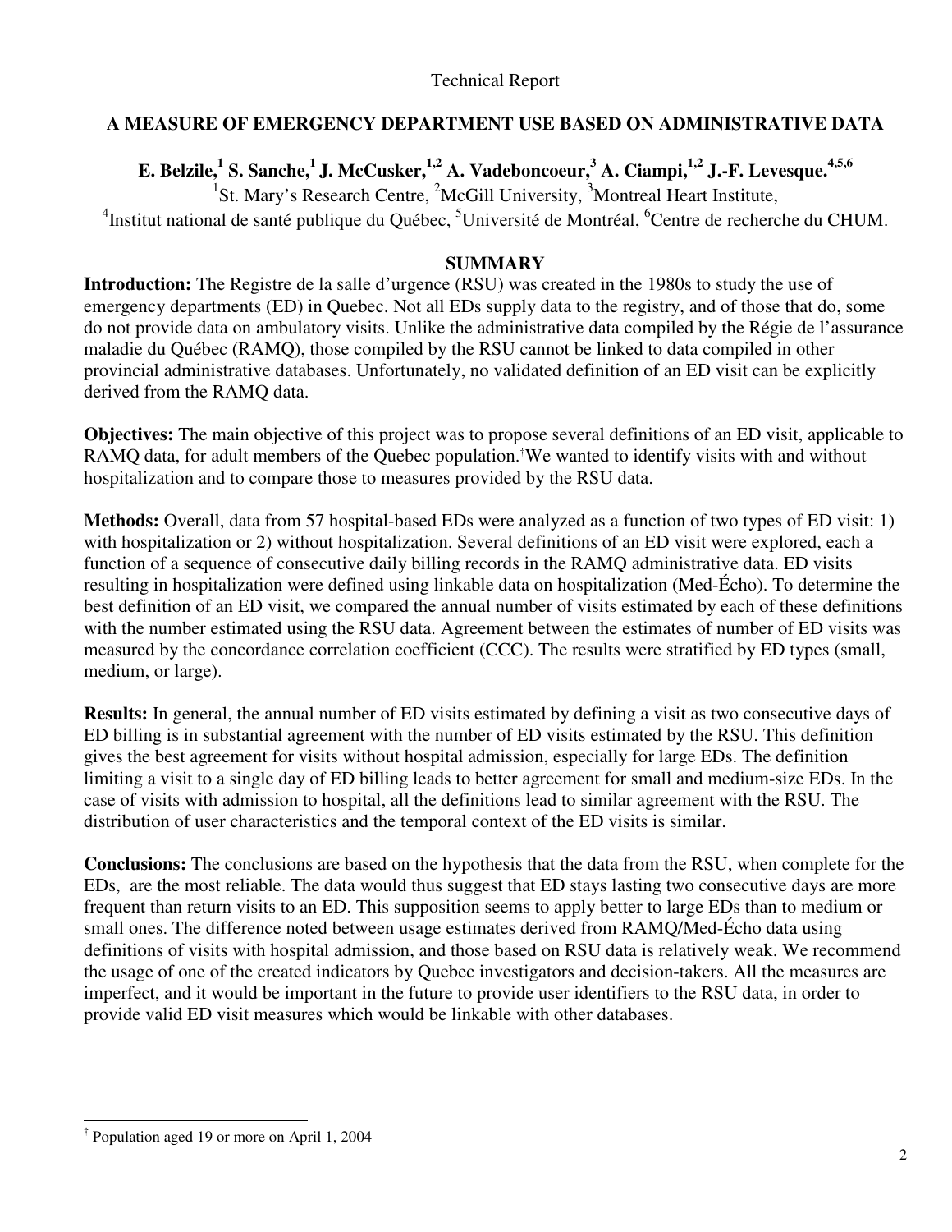Technical Report

# A MEASURE OF EMERGENCY DEPARTMENT USE BASED ON ADMINISTRATIVE DATA

**E. Belzile,[1] S. Sanche,[1] J. McCusker,[1,2] A. Vadeboncoeur,[3] A. Ciampi,[1,2] J.-F. Levesque.[4,5,6]**

[1]St. Mary's Research Centre, [2]McGill University, [3]Montreal Heart Institute,
[4]Institut national de santé publique du Québec, [5]Université de Montréal, [6]Centre de recherche du CHUM.

## SUMMARY

**Introduction:** The Registre de la salle d'urgence (RSU) was created in the 1980s to study the use of emergency departments (ED) in Quebec. Not all EDs supply data to the registry, and of those that do, some do not provide data on ambulatory visits. Unlike the administrative data compiled by the Régie de l'assurance maladie du Québec (RAMQ), those compiled by the RSU cannot be linked to data compiled in other provincial administrative databases. Unfortunately, no validated definition of an ED visit can be explicitly derived from the RAMQ data.

**Objectives:** The main objective of this project was to propose several definitions of an ED visit, applicable to RAMQ data, for adult members of the Quebec population.[†] We wanted to identify visits with and without hospitalization and to compare those to measures provided by the RSU data.

**Methods:** Overall, data from 57 hospital-based EDs were analyzed as a function of two types of ED visit: 1) with hospitalization or 2) without hospitalization. Several definitions of an ED visit were explored, each a function of a sequence of consecutive daily billing records in the RAMQ administrative data. ED visits resulting in hospitalization were defined using linkable data on hospitalization (Med-Écho). To determine the best definition of an ED visit, we compared the annual number of visits estimated by each of these definitions with the number estimated using the RSU data. Agreement between the estimates of number of ED visits was measured by the concordance correlation coefficient (CCC). The results were stratified by ED types (small, medium, or large).

**Results:** In general, the annual number of ED visits estimated by defining a visit as two consecutive days of ED billing is in substantial agreement with the number of ED visits estimated by the RSU. This definition gives the best agreement for visits without hospital admission, especially for large EDs. The definition limiting a visit to a single day of ED billing leads to better agreement for small and medium-size EDs. In the case of visits with admission to hospital, all the definitions lead to similar agreement with the RSU. The distribution of user characteristics and the temporal context of the ED visits is similar.

**Conclusions:** The conclusions are based on the hypothesis that the data from the RSU, when complete for the EDs, are the most reliable. The data would thus suggest that ED stays lasting two consecutive days are more frequent than return visits to an ED. This supposition seems to apply better to large EDs than to medium or small ones. The difference noted between usage estimates derived from RAMQ/Med-Écho data using definitions of visits with hospital admission, and those based on RSU data is relatively weak. We recommend the usage of one of the created indicators by Quebec investigators and decision-takers. All the measures are imperfect, and it would be important in the future to provide user identifiers to the RSU data, in order to provide valid ED visit measures which would be linkable with other databases.

---

[†] Population aged 19 or more on April 1, 2004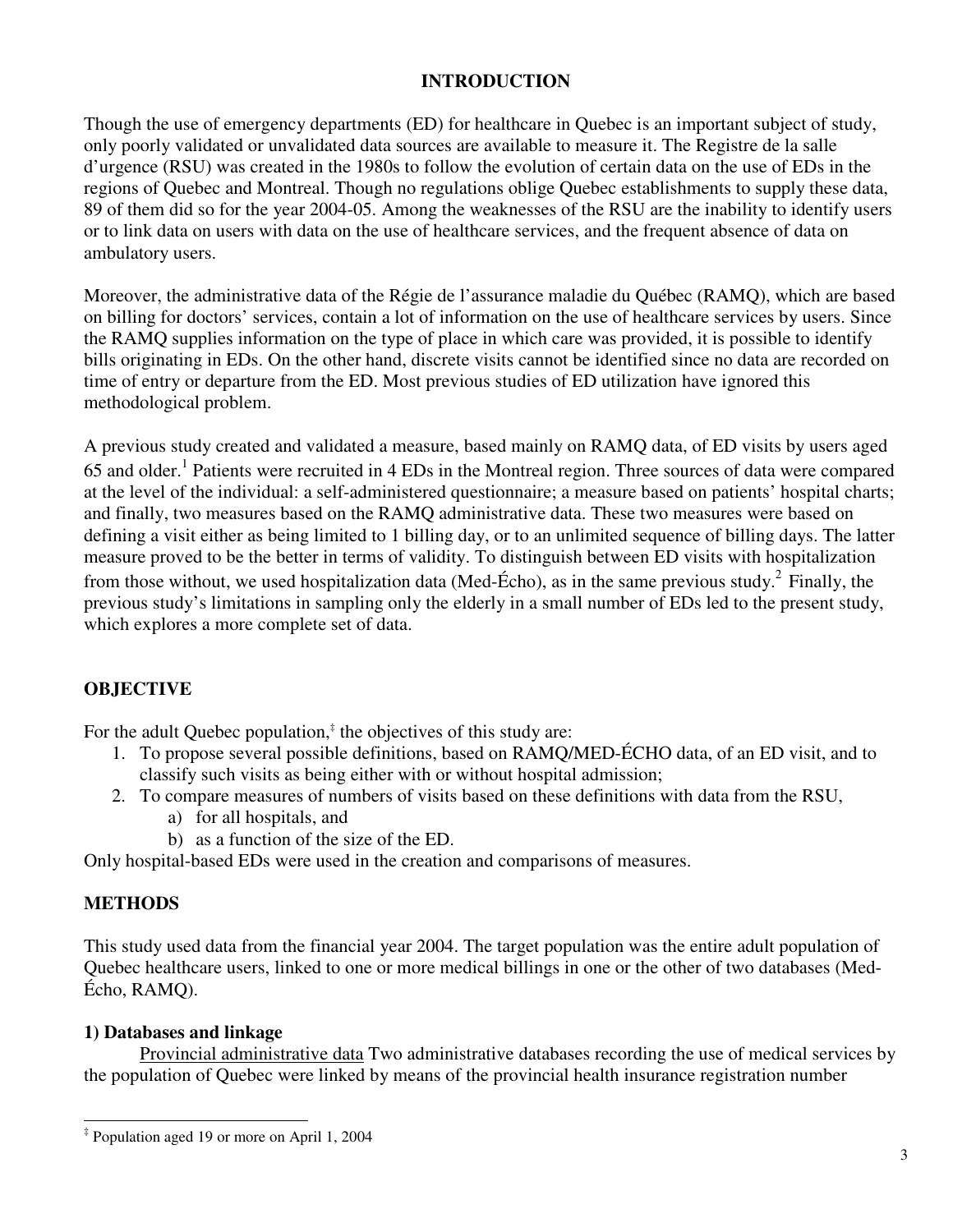## INTRODUCTION

Though the use of emergency departments (ED) for healthcare in Quebec is an important subject of study, only poorly validated or unvalidated data sources are available to measure it. The Registre de la salle d'urgence (RSU) was created in the 1980s to follow the evolution of certain data on the use of EDs in the regions of Quebec and Montreal. Though no regulations oblige Quebec establishments to supply these data, 89 of them did so for the year 2004-05. Among the weaknesses of the RSU are the inability to identify users or to link data on users with data on the use of healthcare services, and the frequent absence of data on ambulatory users.

Moreover, the administrative data of the Régie de l'assurance maladie du Québec (RAMQ), which are based on billing for doctors' services, contain a lot of information on the use of healthcare services by users. Since the RAMQ supplies information on the type of place in which care was provided, it is possible to identify bills originating in EDs. On the other hand, discrete visits cannot be identified since no data are recorded on time of entry or departure from the ED. Most previous studies of ED utilization have ignored this methodological problem.

A previous study created and validated a measure, based mainly on RAMQ data, of ED visits by users aged 65 and older.[1] Patients were recruited in 4 EDs in the Montreal region. Three sources of data were compared at the level of the individual: a self-administered questionnaire; a measure based on patients' hospital charts; and finally, two measures based on the RAMQ administrative data. These two measures were based on defining a visit either as being limited to 1 billing day, or to an unlimited sequence of billing days. The latter measure proved to be the better in terms of validity. To distinguish between ED visits with hospitalization from those without, we used hospitalization data (Med-Écho), as in the same previous study.[2] Finally, the previous study's limitations in sampling only the elderly in a small number of EDs led to the present study, which explores a more complete set of data.

## OBJECTIVE

For the adult Quebec population,[‡] the objectives of this study are:

1. To propose several possible definitions, based on RAMQ/MED-ÉCHO data, of an ED visit, and to classify such visits as being either with or without hospital admission;
2. To compare measures of numbers of visits based on these definitions with data from the RSU,
   a) for all hospitals, and
   b) as a function of the size of the ED.

Only hospital-based EDs were used in the creation and comparisons of measures.

## METHODS

This study used data from the financial year 2004. The target population was the entire adult population of Quebec healthcare users, linked to one or more medical billings in one or the other of two databases (Med-Écho, RAMQ).

### 1) Databases and linkage

Provincial administrative data Two administrative databases recording the use of medical services by the population of Quebec were linked by means of the provincial health insurance registration number

[‡] Population aged 19 or more on April 1, 2004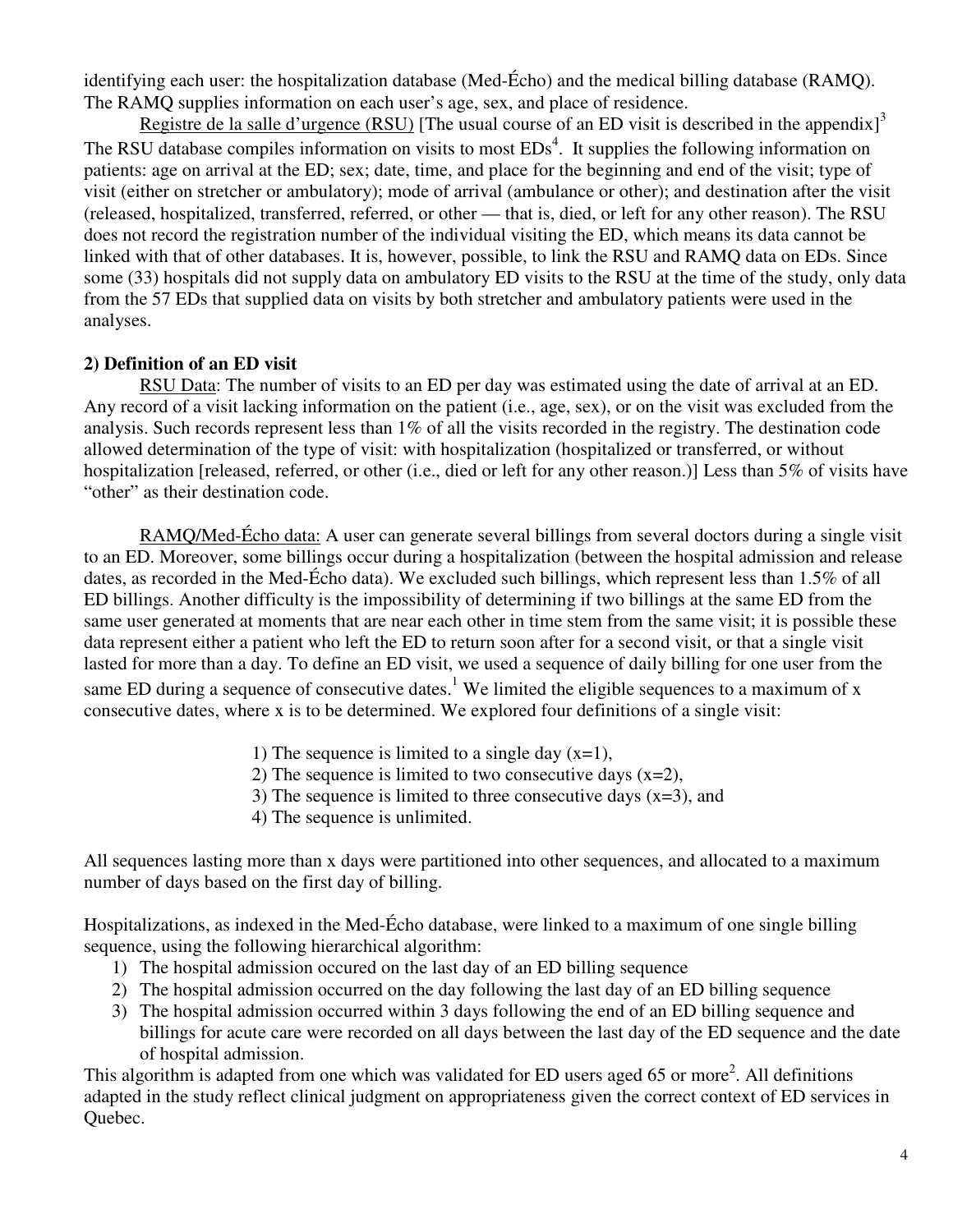identifying each user: the hospitalization database (Med-Écho) and the medical billing database (RAMQ). The RAMQ supplies information on each user's age, sex, and place of residence.

Registre de la salle d'urgence (RSU) [The usual course of an ED visit is described in the appendix][3] The RSU database compiles information on visits to most EDs[4]. It supplies the following information on patients: age on arrival at the ED; sex; date, time, and place for the beginning and end of the visit; type of visit (either on stretcher or ambulatory); mode of arrival (ambulance or other); and destination after the visit (released, hospitalized, transferred, referred, or other — that is, died, or left for any other reason). The RSU does not record the registration number of the individual visiting the ED, which means its data cannot be linked with that of other databases. It is, however, possible, to link the RSU and RAMQ data on EDs. Since some (33) hospitals did not supply data on ambulatory ED visits to the RSU at the time of the study, only data from the 57 EDs that supplied data on visits by both stretcher and ambulatory patients were used in the analyses.

**2) Definition of an ED visit**

RSU Data: The number of visits to an ED per day was estimated using the date of arrival at an ED. Any record of a visit lacking information on the patient (i.e., age, sex), or on the visit was excluded from the analysis. Such records represent less than 1% of all the visits recorded in the registry. The destination code allowed determination of the type of visit: with hospitalization (hospitalized or transferred, or without hospitalization [released, referred, or other (i.e., died or left for any other reason.)] Less than 5% of visits have "other" as their destination code.

RAMQ/Med-Écho data: A user can generate several billings from several doctors during a single visit to an ED. Moreover, some billings occur during a hospitalization (between the hospital admission and release dates, as recorded in the Med-Écho data). We excluded such billings, which represent less than 1.5% of all ED billings. Another difficulty is the impossibility of determining if two billings at the same ED from the same user generated at moments that are near each other in time stem from the same visit; it is possible these data represent either a patient who left the ED to return soon after for a second visit, or that a single visit lasted for more than a day. To define an ED visit, we used a sequence of daily billing for one user from the same ED during a sequence of consecutive dates.[1] We limited the eligible sequences to a maximum of x consecutive dates, where x is to be determined. We explored four definitions of a single visit:

1) The sequence is limited to a single day (x=1),
2) The sequence is limited to two consecutive days (x=2),
3) The sequence is limited to three consecutive days (x=3), and
4) The sequence is unlimited.

All sequences lasting more than x days were partitioned into other sequences, and allocated to a maximum number of days based on the first day of billing.

Hospitalizations, as indexed in the Med-Écho database, were linked to a maximum of one single billing sequence, using the following hierarchical algorithm:

1) The hospital admission occured on the last day of an ED billing sequence
2) The hospital admission occurred on the day following the last day of an ED billing sequence
3) The hospital admission occurred within 3 days following the end of an ED billing sequence and billings for acute care were recorded on all days between the last day of the ED sequence and the date of hospital admission.

This algorithm is adapted from one which was validated for ED users aged 65 or more[2]. All definitions adapted in the study reflect clinical judgment on appropriateness given the correct context of ED services in Quebec.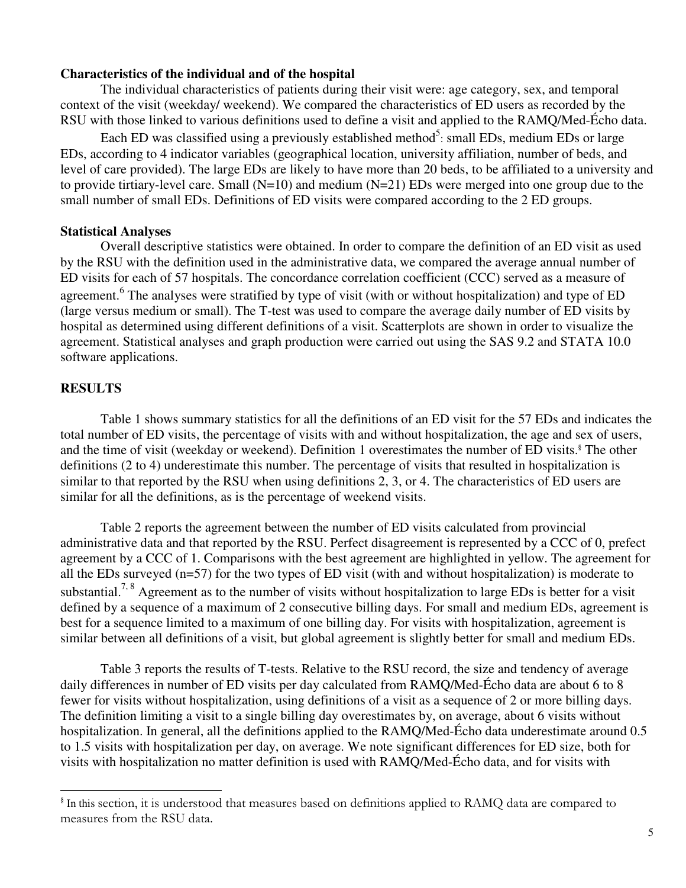**Characteristics of the individual and of the hospital**

The individual characteristics of patients during their visit were: age category, sex, and temporal context of the visit (weekday/ weekend). We compared the characteristics of ED users as recorded by the RSU with those linked to various definitions used to define a visit and applied to the RAMQ/Med-Écho data.

Each ED was classified using a previously established method[5]: small EDs, medium EDs or large EDs, according to 4 indicator variables (geographical location, university affiliation, number of beds, and level of care provided). The large EDs are likely to have more than 20 beds, to be affiliated to a university and to provide tirtiary-level care. Small (N=10) and medium (N=21) EDs were merged into one group due to the small number of small EDs. Definitions of ED visits were compared according to the 2 ED groups.

**Statistical Analyses**

Overall descriptive statistics were obtained. In order to compare the definition of an ED visit as used by the RSU with the definition used in the administrative data, we compared the average annual number of ED visits for each of 57 hospitals. The concordance correlation coefficient (CCC) served as a measure of agreement.[6] The analyses were stratified by type of visit (with or without hospitalization) and type of ED (large versus medium or small). The T-test was used to compare the average daily number of ED visits by hospital as determined using different definitions of a visit. Scatterplots are shown in order to visualize the agreement. Statistical analyses and graph production were carried out using the SAS 9.2 and STATA 10.0 software applications.

## RESULTS

Table 1 shows summary statistics for all the definitions of an ED visit for the 57 EDs and indicates the total number of ED visits, the percentage of visits with and without hospitalization, the age and sex of users, and the time of visit (weekday or weekend). Definition 1 overestimates the number of ED visits.[§] The other definitions (2 to 4) underestimate this number. The percentage of visits that resulted in hospitalization is similar to that reported by the RSU when using definitions 2, 3, or 4. The characteristics of ED users are similar for all the definitions, as is the percentage of weekend visits.

Table 2 reports the agreement between the number of ED visits calculated from provincial administrative data and that reported by the RSU. Perfect disagreement is represented by a CCC of 0, prefect agreement by a CCC of 1. Comparisons with the best agreement are highlighted in yellow. The agreement for all the EDs surveyed (n=57) for the two types of ED visit (with and without hospitalization) is moderate to substantial.[7, 8] Agreement as to the number of visits without hospitalization to large EDs is better for a visit defined by a sequence of a maximum of 2 consecutive billing days. For small and medium EDs, agreement is best for a sequence limited to a maximum of one billing day. For visits with hospitalization, agreement is similar between all definitions of a visit, but global agreement is slightly better for small and medium EDs.

Table 3 reports the results of T-tests. Relative to the RSU record, the size and tendency of average daily differences in number of ED visits per day calculated from RAMQ/Med-Écho data are about 6 to 8 fewer for visits without hospitalization, using definitions of a visit as a sequence of 2 or more billing days. The definition limiting a visit to a single billing day overestimates by, on average, about 6 visits without hospitalization. In general, all the definitions applied to the RAMQ/Med-Écho data underestimate around 0.5 to 1.5 visits with hospitalization per day, on average. We note significant differences for ED size, both for visits with hospitalization no matter definition is used with RAMQ/Med-Écho data, and for visits with

---

[§] In this section, it is understood that measures based on definitions applied to RAMQ data are compared to measures from the RSU data.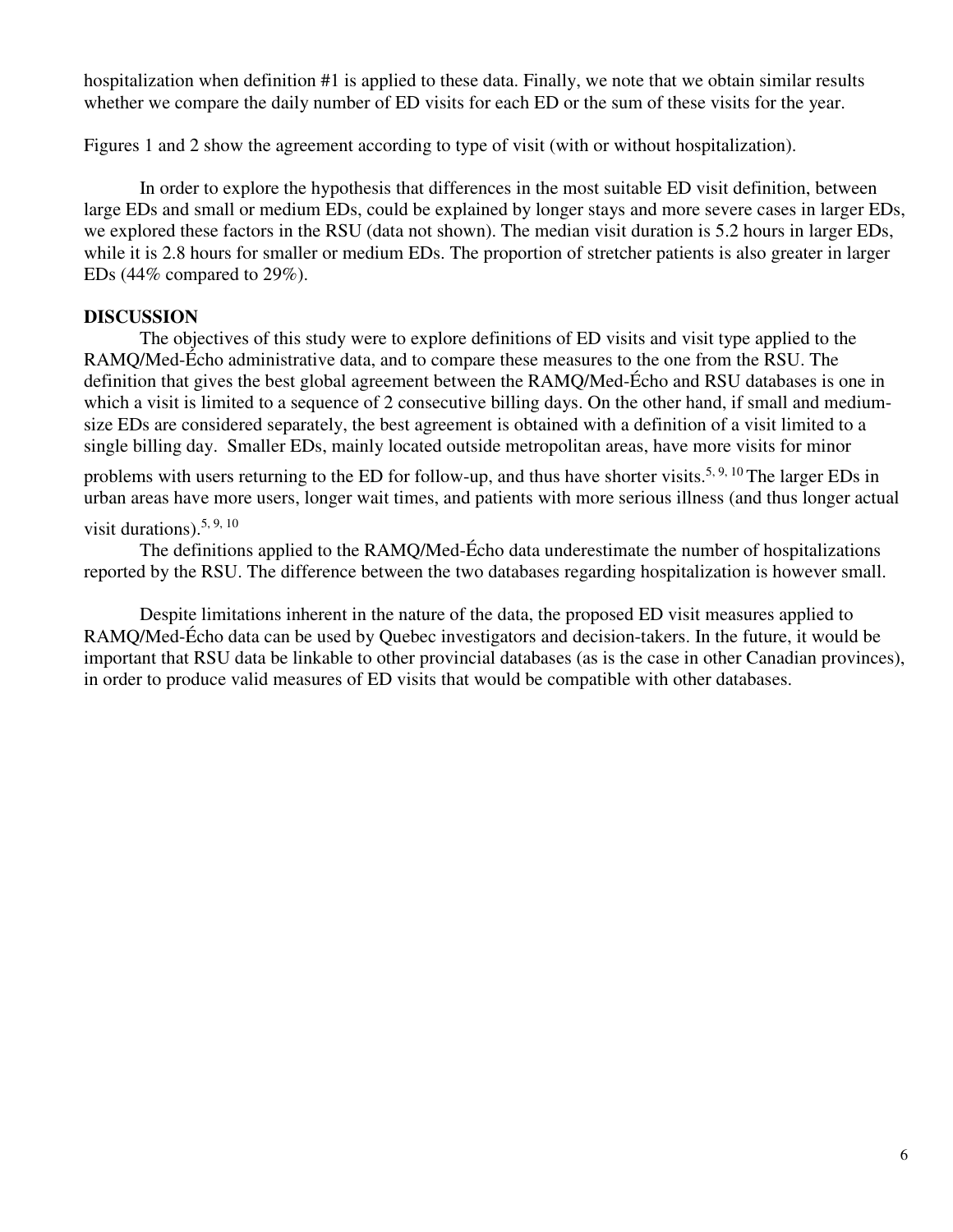hospitalization when definition #1 is applied to these data. Finally, we note that we obtain similar results whether we compare the daily number of ED visits for each ED or the sum of these visits for the year.

Figures 1 and 2 show the agreement according to type of visit (with or without hospitalization).

In order to explore the hypothesis that differences in the most suitable ED visit definition, between large EDs and small or medium EDs, could be explained by longer stays and more severe cases in larger EDs, we explored these factors in the RSU (data not shown). The median visit duration is 5.2 hours in larger EDs, while it is 2.8 hours for smaller or medium EDs. The proportion of stretcher patients is also greater in larger EDs (44% compared to 29%).

## DISCUSSION

The objectives of this study were to explore definitions of ED visits and visit type applied to the RAMQ/Med-Écho administrative data, and to compare these measures to the one from the RSU. The definition that gives the best global agreement between the RAMQ/Med-Écho and RSU databases is one in which a visit is limited to a sequence of 2 consecutive billing days. On the other hand, if small and medium-size EDs are considered separately, the best agreement is obtained with a definition of a visit limited to a single billing day. Smaller EDs, mainly located outside metropolitan areas, have more visits for minor problems with users returning to the ED for follow-up, and thus have shorter visits.[5, 9, 10] The larger EDs in urban areas have more users, longer wait times, and patients with more serious illness (and thus longer actual visit durations).[5, 9, 10]

The definitions applied to the RAMQ/Med-Écho data underestimate the number of hospitalizations reported by the RSU. The difference between the two databases regarding hospitalization is however small.

Despite limitations inherent in the nature of the data, the proposed ED visit measures applied to RAMQ/Med-Écho data can be used by Quebec investigators and decision-takers. In the future, it would be important that RSU data be linkable to other provincial databases (as is the case in other Canadian provinces), in order to produce valid measures of ED visits that would be compatible with other databases.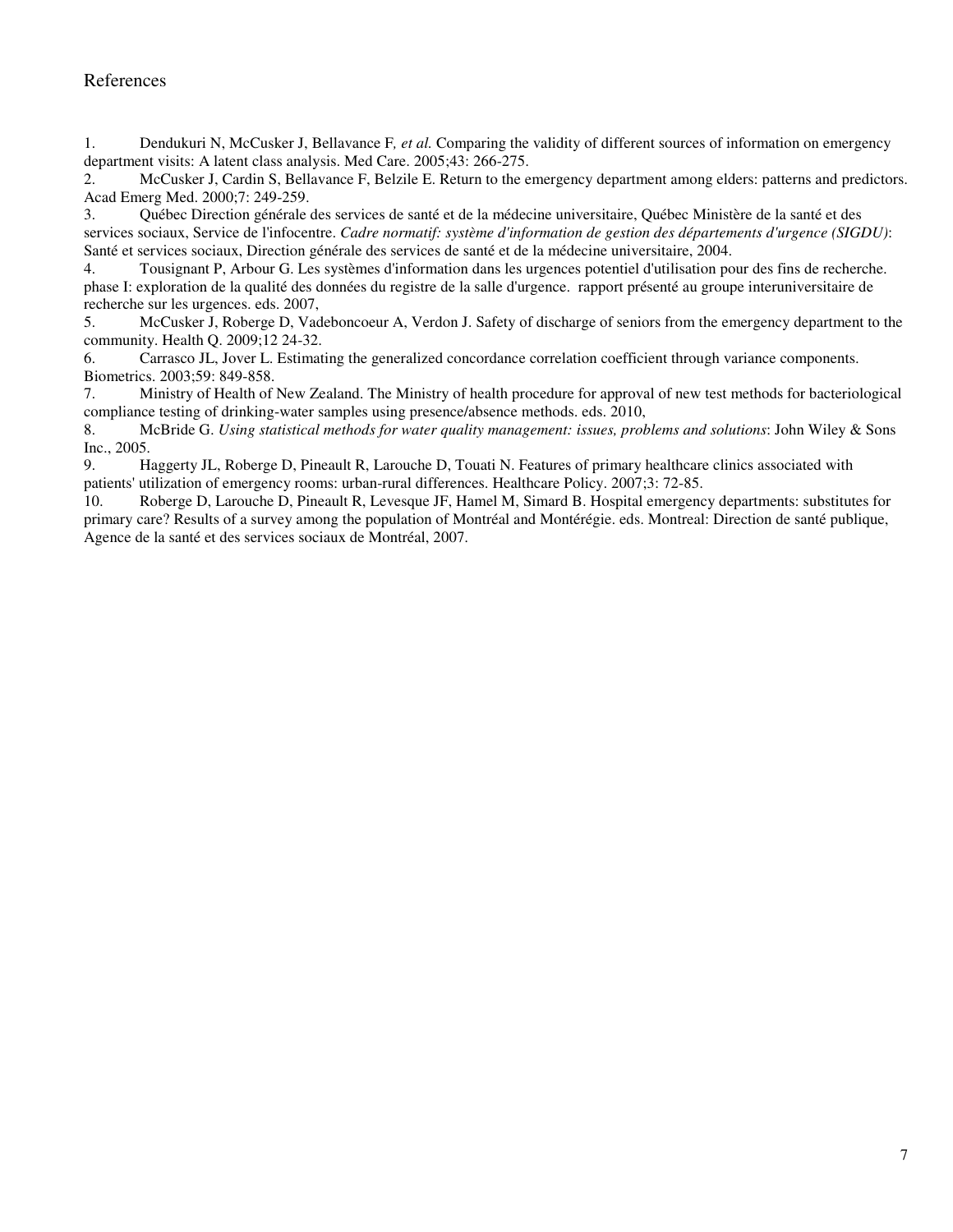# References

1. Dendukuri N, McCusker J, Bellavance F, *et al.* Comparing the validity of different sources of information on emergency department visits: A latent class analysis. Med Care. 2005;43: 266-275.
2. McCusker J, Cardin S, Bellavance F, Belzile E. Return to the emergency department among elders: patterns and predictors. Acad Emerg Med. 2000;7: 249-259.
3. Québec Direction générale des services de santé et de la médecine universitaire, Québec Ministère de la santé et des services sociaux, Service de l'infocentre. *Cadre normatif: système d'information de gestion des départements d'urgence (SIGDU)*: Santé et services sociaux, Direction générale des services de santé et de la médecine universitaire, 2004.
4. Tousignant P, Arbour G. Les systèmes d'information dans les urgences potentiel d'utilisation pour des fins de recherche. phase I: exploration de la qualité des données du registre de la salle d'urgence. rapport présenté au groupe interuniversitaire de recherche sur les urgences. eds. 2007,
5. McCusker J, Roberge D, Vadeboncoeur A, Verdon J. Safety of discharge of seniors from the emergency department to the community. Health Q. 2009;12 24-32.
6. Carrasco JL, Jover L. Estimating the generalized concordance correlation coefficient through variance components. Biometrics. 2003;59: 849-858.
7. Ministry of Health of New Zealand. The Ministry of health procedure for approval of new test methods for bacteriological compliance testing of drinking-water samples using presence/absence methods. eds. 2010,
8. McBride G. *Using statistical methods for water quality management: issues, problems and solutions*: John Wiley & Sons Inc., 2005.
9. Haggerty JL, Roberge D, Pineault R, Larouche D, Touati N. Features of primary healthcare clinics associated with patients' utilization of emergency rooms: urban-rural differences. Healthcare Policy. 2007;3: 72-85.
10. Roberge D, Larouche D, Pineault R, Levesque JF, Hamel M, Simard B. Hospital emergency departments: substitutes for primary care? Results of a survey among the population of Montréal and Montérégie. eds. Montreal: Direction de santé publique, Agence de la santé et des services sociaux de Montréal, 2007.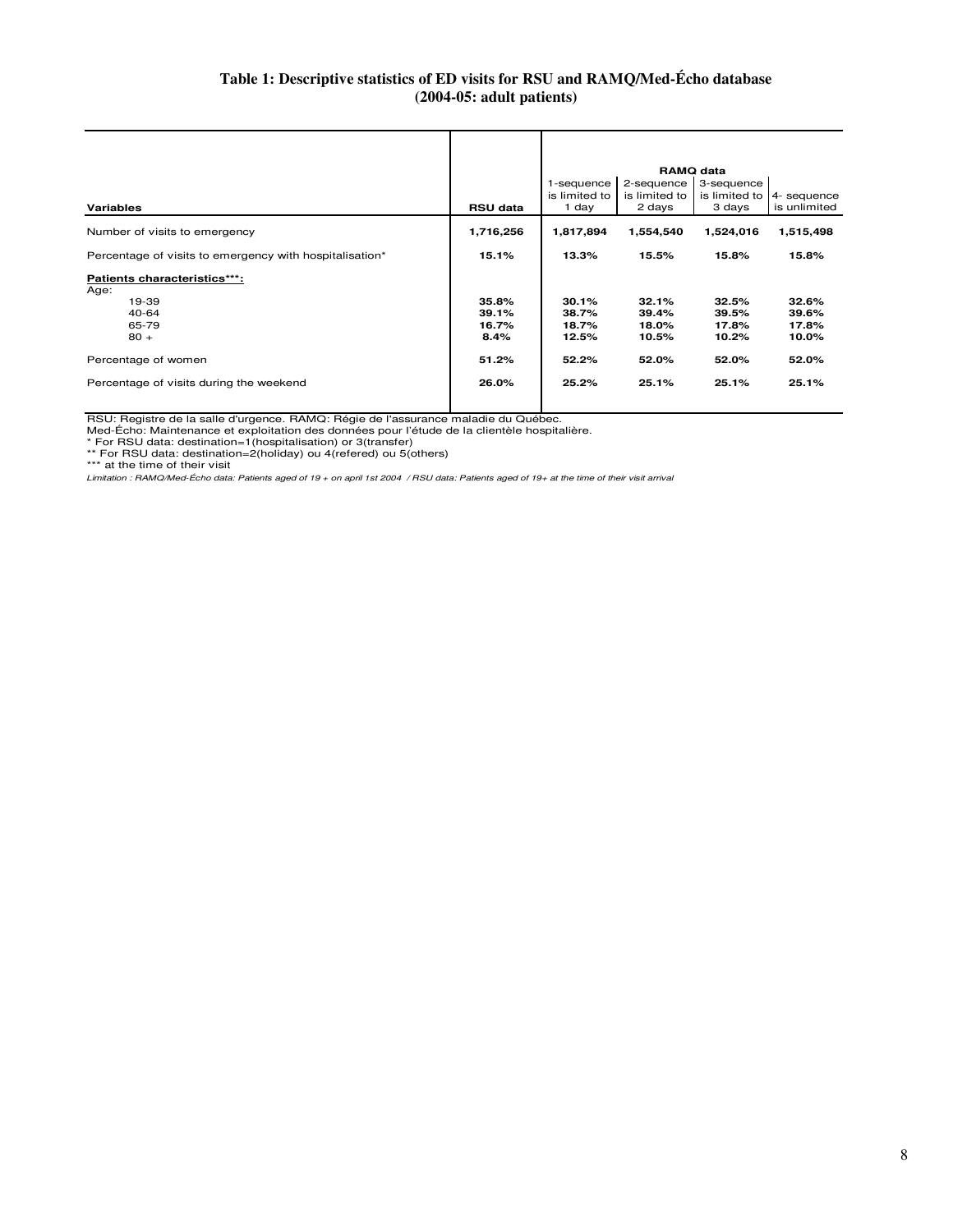**Table 1: Descriptive statistics of ED visits for RSU and RAMQ/Med-Écho database (2004-05: adult patients)**

| Variables | RSU data | RAMQ data | | | |
|---|---|---|---|---|---|
| | | 1-sequence is limited to 1 day | 2-sequence is limited to 2 days | 3-sequence is limited to 3 days | 4- sequence is unlimited |
| Number of visits to emergency | **1,716,256** | **1,817,894** | **1,554,540** | **1,524,016** | **1,515,498** |
| Percentage of visits to emergency with hospitalisation* | **15.1%** | **13.3%** | **15.5%** | **15.8%** | **15.8%** |
| **Patients characteristics*\*\*:** | | | | | |
| Age: | | | | | |
| 19-39 | **35.8%** | **30.1%** | **32.1%** | **32.5%** | **32.6%** |
| 40-64 | **39.1%** | **38.7%** | **39.4%** | **39.5%** | **39.6%** |
| 65-79 | **16.7%** | **18.7%** | **18.0%** | **17.8%** | **17.8%** |
| 80 + | **8.4%** | **12.5%** | **10.5%** | **10.2%** | **10.0%** |
| Percentage of women | **51.2%** | **52.2%** | **52.0%** | **52.0%** | **52.0%** |
| Percentage of visits during the weekend | **26.0%** | **25.2%** | **25.1%** | **25.1%** | **25.1%** |

RSU: Registre de la salle d'urgence. RAMQ: Régie de l'assurance maladie du Québec.
Med-Écho: Maintenance et exploitation des données pour l'étude de la clientèle hospitalière.
* For RSU data: destination=1(hospitalisation) or 3(transfer)
** For RSU data: destination=2(holiday) ou 4(refered) ou 5(others)
*** at the time of their visit

*Limitation : RAMQ/Med-Écho data: Patients aged of 19 + on april 1st 2004 / RSU data: Patients aged of 19+ at the time of their visit arrival*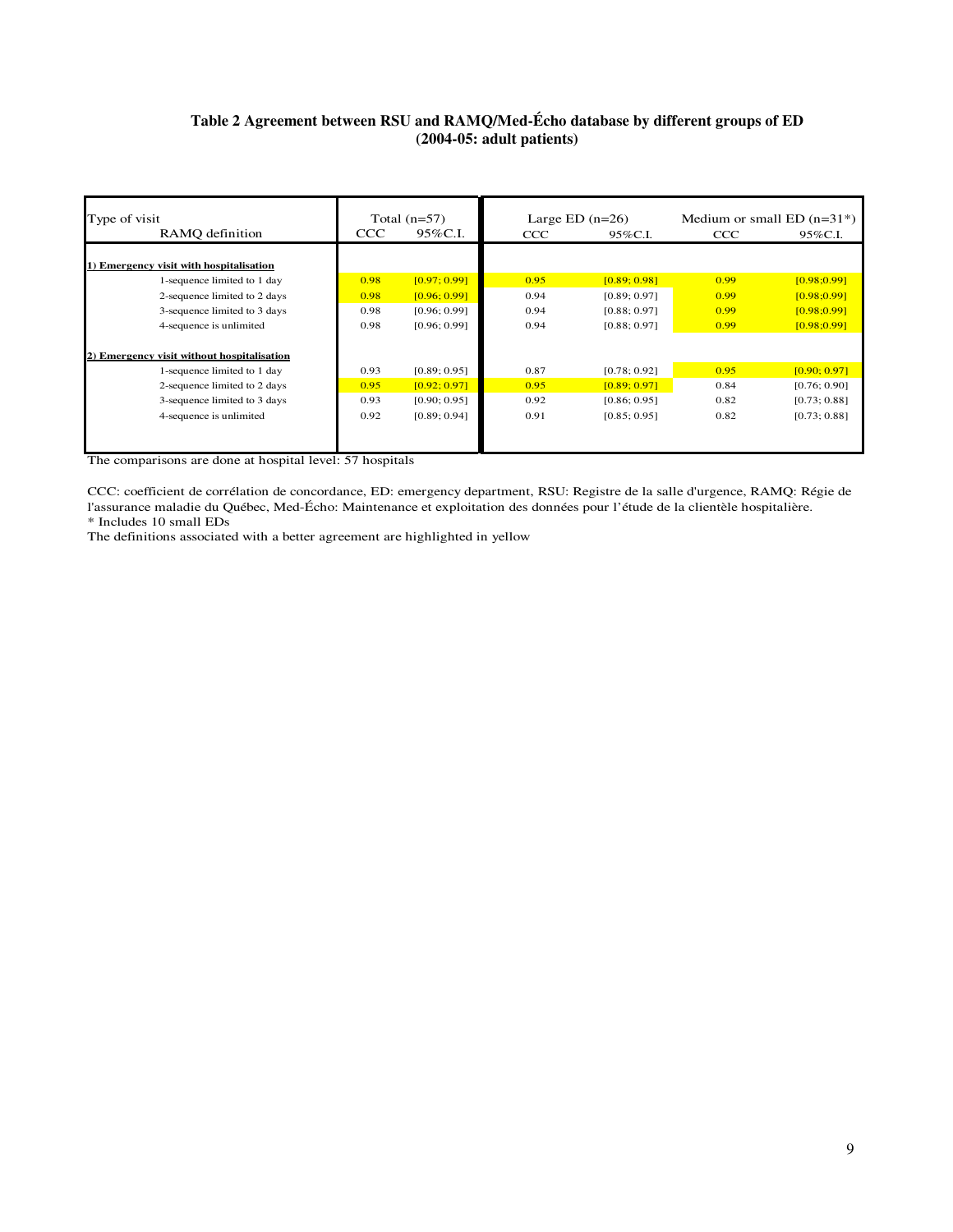**Table 2 Agreement between RSU and RAMQ/Med-Écho database by different groups of ED (2004-05: adult patients)**

| Type of visit / RAMQ definition | Total (n=57) |  | Large ED (n=26) |  | Medium or small ED (n=31*) |  |
|---|---|---|---|---|---|---|
|  | CCC | 95%C.I. | CCC | 95%C.I. | CCC | 95%C.I. |
| **1) Emergency visit with hospitalisation** |  |  |  |  |  |  |
| 1-sequence limited to 1 day | 0.98 | [0.97; 0.99] | 0.95 | [0.89; 0.98] | 0.99 | [0.98;0.99] |
| 2-sequence limited to 2 days | 0.98 | [0.96; 0.99] | 0.94 | [0.89; 0.97] | 0.99 | [0.98;0.99] |
| 3-sequence limited to 3 days | 0.98 | [0.96; 0.99] | 0.94 | [0.88; 0.97] | 0.99 | [0.98;0.99] |
| 4-sequence is unlimited | 0.98 | [0.96; 0.99] | 0.94 | [0.88; 0.97] | 0.99 | [0.98;0.99] |
| **2) Emergency visit without hospitalisation** |  |  |  |  |  |  |
| 1-sequence limited to 1 day | 0.93 | [0.89; 0.95] | 0.87 | [0.78; 0.92] | 0.95 | [0.90; 0.97] |
| 2-sequence limited to 2 days | 0.95 | [0.92; 0.97] | 0.95 | [0.89; 0.97] | 0.84 | [0.76; 0.90] |
| 3-sequence limited to 3 days | 0.93 | [0.90; 0.95] | 0.92 | [0.86; 0.95] | 0.82 | [0.73; 0.88] |
| 4-sequence is unlimited | 0.92 | [0.89; 0.94] | 0.91 | [0.85; 0.95] | 0.82 | [0.73; 0.88] |

The comparisons are done at hospital level: 57 hospitals

CCC: coefficient de corrélation de concordance, ED: emergency department, RSU: Registre de la salle d'urgence, RAMQ: Régie de l'assurance maladie du Québec, Med-Écho: Maintenance et exploitation des données pour l'étude de la clientèle hospitalière.

* Includes 10 small EDs

The definitions associated with a better agreement are highlighted in yellow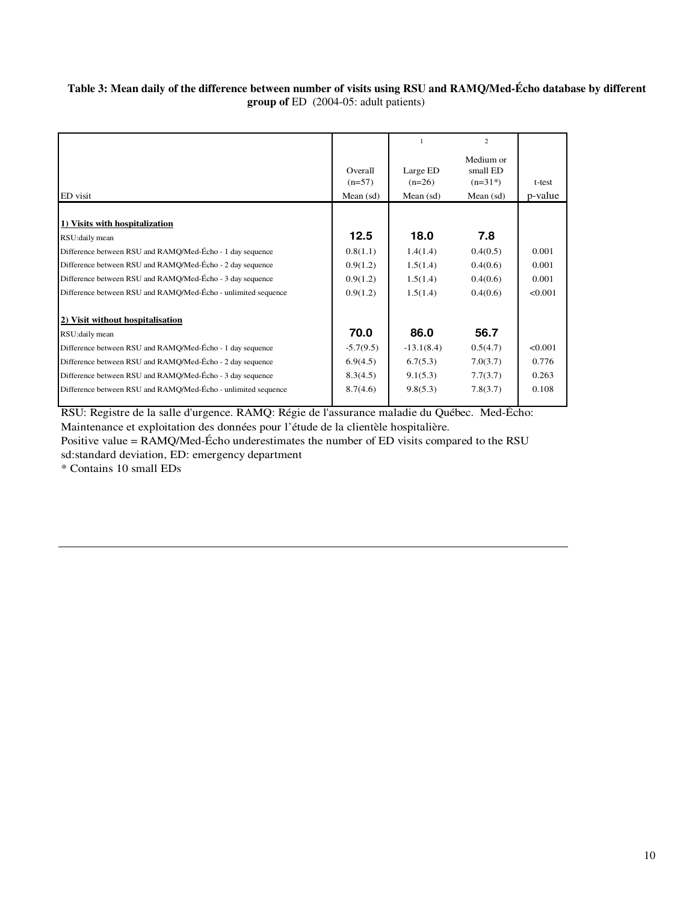**Table 3: Mean daily of the difference between number of visits using RSU and RAMQ/Med-Écho database by different group of** ED (2004-05: adult patients)

| | | 1 | 2 | |
|---|---|---|---|---|
| ED visit | Overall (n=57) Mean (sd) | Large ED (n=26) Mean (sd) | Medium or small ED (n=31*) Mean (sd) | t-test p-value |
| **1) Visits with hospitalization** | | | | |
| RSU:daily mean | **12.5** | **18.0** | **7.8** | |
| Difference between RSU and RAMQ/Med-Écho - 1 day sequence | 0.8(1.1) | 1.4(1.4) | 0.4(0.5) | 0.001 |
| Difference between RSU and RAMQ/Med-Écho - 2 day sequence | 0.9(1.2) | 1.5(1.4) | 0.4(0.6) | 0.001 |
| Difference between RSU and RAMQ/Med-Écho - 3 day sequence | 0.9(1.2) | 1.5(1.4) | 0.4(0.6) | 0.001 |
| Difference between RSU and RAMQ/Med-Écho - unlimited sequence | 0.9(1.2) | 1.5(1.4) | 0.4(0.6) | <0.001 |
| **2) Visit without hospitalisation** | | | | |
| RSU:daily mean | **70.0** | **86.0** | **56.7** | |
| Difference between RSU and RAMQ/Med-Écho - 1 day sequence | -5.7(9.5) | -13.1(8.4) | 0.5(4.7) | <0.001 |
| Difference between RSU and RAMQ/Med-Écho - 2 day sequence | 6.9(4.5) | 6.7(5.3) | 7.0(3.7) | 0.776 |
| Difference between RSU and RAMQ/Med-Écho - 3 day sequence | 8.3(4.5) | 9.1(5.3) | 7.7(3.7) | 0.263 |
| Difference between RSU and RAMQ/Med-Écho - unlimited sequence | 8.7(4.6) | 9.8(5.3) | 7.8(3.7) | 0.108 |

RSU: Registre de la salle d'urgence. RAMQ: Régie de l'assurance maladie du Québec. Med-Écho: Maintenance et exploitation des données pour l'étude de la clientèle hospitalière.
Positive value = RAMQ/Med-Écho underestimates the number of ED visits compared to the RSU
sd:standard deviation, ED: emergency department
* Contains 10 small EDs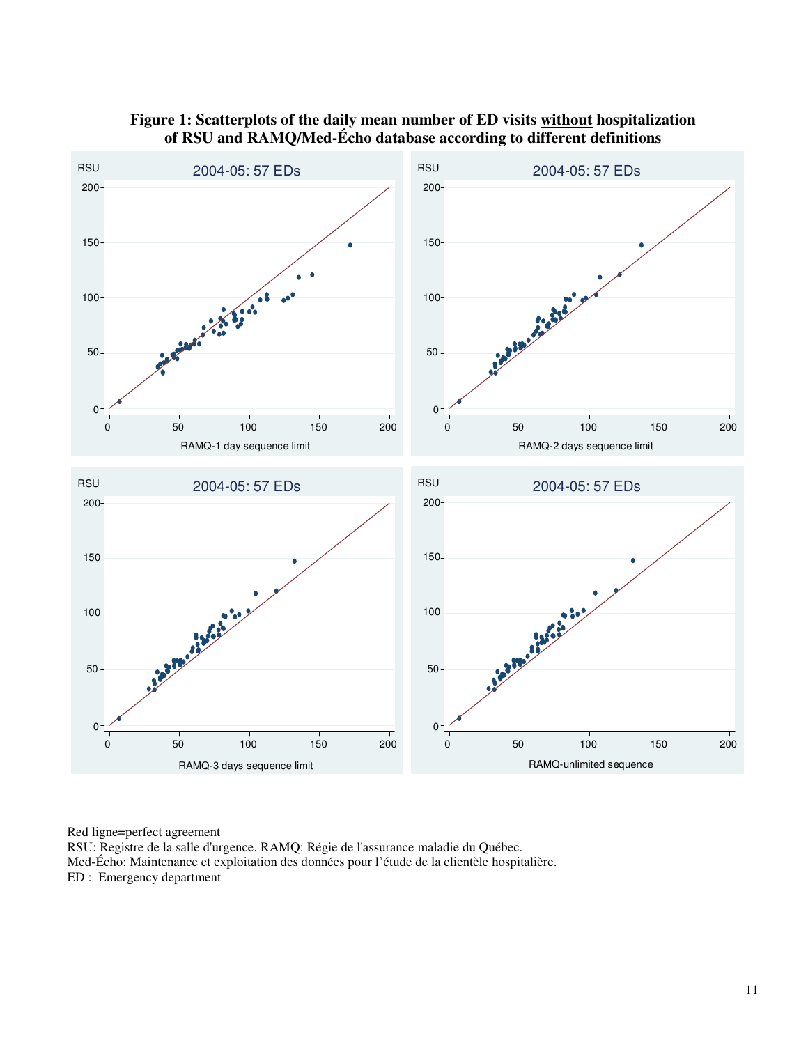**Figure 1: Scatterplots of the daily mean number of ED visits <u>without</u> hospitalization of RSU and RAMQ/Med-Écho database according to different definitions**

Red ligne=perfect agreement

RSU: Registre de la salle d'urgence. RAMQ: Régie de l'assurance maladie du Québec.

Med-Écho: Maintenance et exploitation des données pour l'étude de la clientèle hospitalière.

ED : Emergency department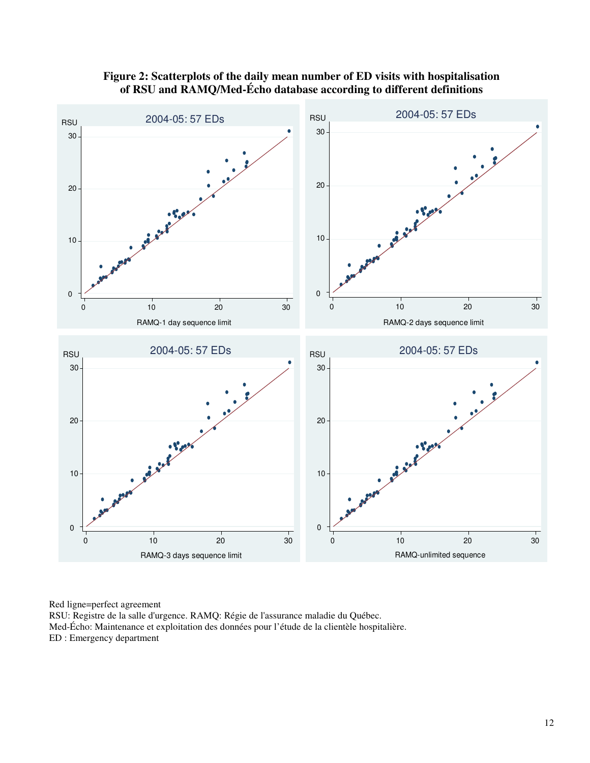**Figure 2: Scatterplots of the daily mean number of ED visits with hospitalisation of RSU and RAMQ/Med-Écho database according to different definitions**

Red ligne=perfect agreement

RSU: Registre de la salle d'urgence. RAMQ: Régie de l'assurance maladie du Québec.

Med-Écho: Maintenance et exploitation des données pour l'étude de la clientèle hospitalière.

ED : Emergency department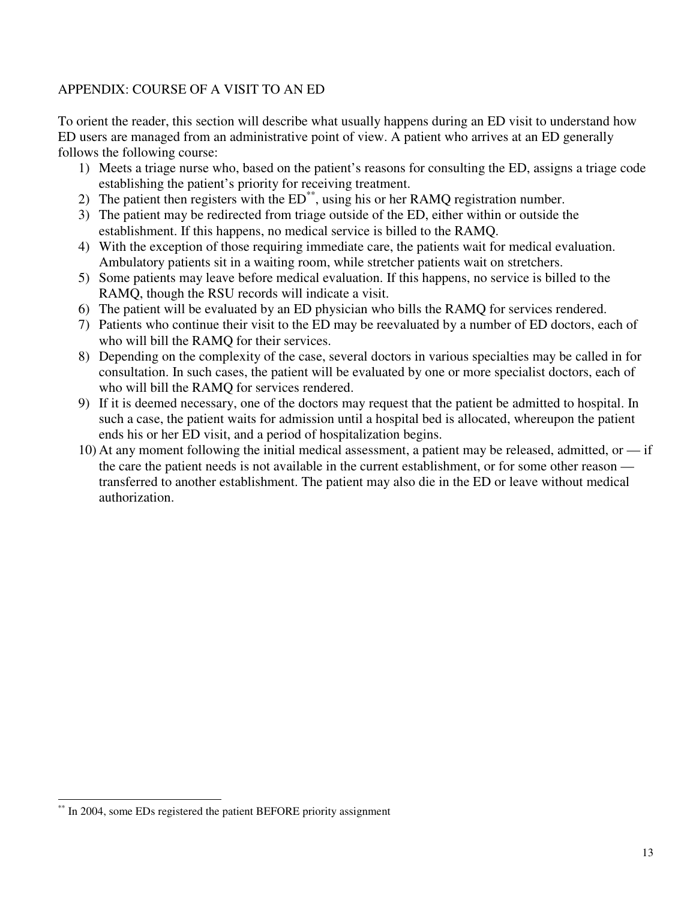## APPENDIX: COURSE OF A VISIT TO AN ED

To orient the reader, this section will describe what usually happens during an ED visit to understand how ED users are managed from an administrative point of view. A patient who arrives at an ED generally follows the following course:

1) Meets a triage nurse who, based on the patient's reasons for consulting the ED, assigns a triage code establishing the patient's priority for receiving treatment.
2) The patient then registers with the ED[**], using his or her RAMQ registration number.
3) The patient may be redirected from triage outside of the ED, either within or outside the establishment. If this happens, no medical service is billed to the RAMQ.
4) With the exception of those requiring immediate care, the patients wait for medical evaluation. Ambulatory patients sit in a waiting room, while stretcher patients wait on stretchers.
5) Some patients may leave before medical evaluation. If this happens, no service is billed to the RAMQ, though the RSU records will indicate a visit.
6) The patient will be evaluated by an ED physician who bills the RAMQ for services rendered.
7) Patients who continue their visit to the ED may be reevaluated by a number of ED doctors, each of who will bill the RAMQ for their services.
8) Depending on the complexity of the case, several doctors in various specialties may be called in for consultation. In such cases, the patient will be evaluated by one or more specialist doctors, each of who will bill the RAMQ for services rendered.
9) If it is deemed necessary, one of the doctors may request that the patient be admitted to hospital. In such a case, the patient waits for admission until a hospital bed is allocated, whereupon the patient ends his or her ED visit, and a period of hospitalization begins.
10) At any moment following the initial medical assessment, a patient may be released, admitted, or — if the care the patient needs is not available in the current establishment, or for some other reason — transferred to another establishment. The patient may also die in the ED or leave without medical authorization.

[**] In 2004, some EDs registered the patient BEFORE priority assignment